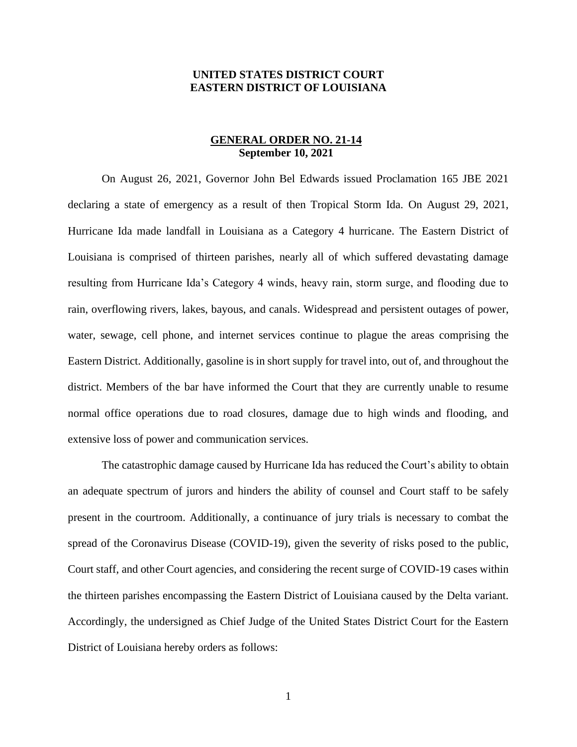**UNITED STATES DISTRICT COURT**
**EASTERN DISTRICT OF LOUISIANA**

**GENERAL ORDER NO. 21-14**
**September 10, 2021**

On August 26, 2021, Governor John Bel Edwards issued Proclamation 165 JBE 2021 declaring a state of emergency as a result of then Tropical Storm Ida. On August 29, 2021, Hurricane Ida made landfall in Louisiana as a Category 4 hurricane. The Eastern District of Louisiana is comprised of thirteen parishes, nearly all of which suffered devastating damage resulting from Hurricane Ida's Category 4 winds, heavy rain, storm surge, and flooding due to rain, overflowing rivers, lakes, bayous, and canals. Widespread and persistent outages of power, water, sewage, cell phone, and internet services continue to plague the areas comprising the Eastern District. Additionally, gasoline is in short supply for travel into, out of, and throughout the district. Members of the bar have informed the Court that they are currently unable to resume normal office operations due to road closures, damage due to high winds and flooding, and extensive loss of power and communication services.

The catastrophic damage caused by Hurricane Ida has reduced the Court's ability to obtain an adequate spectrum of jurors and hinders the ability of counsel and Court staff to be safely present in the courtroom. Additionally, a continuance of jury trials is necessary to combat the spread of the Coronavirus Disease (COVID-19), given the severity of risks posed to the public, Court staff, and other Court agencies, and considering the recent surge of COVID-19 cases within the thirteen parishes encompassing the Eastern District of Louisiana caused by the Delta variant. Accordingly, the undersigned as Chief Judge of the United States District Court for the Eastern District of Louisiana hereby orders as follows: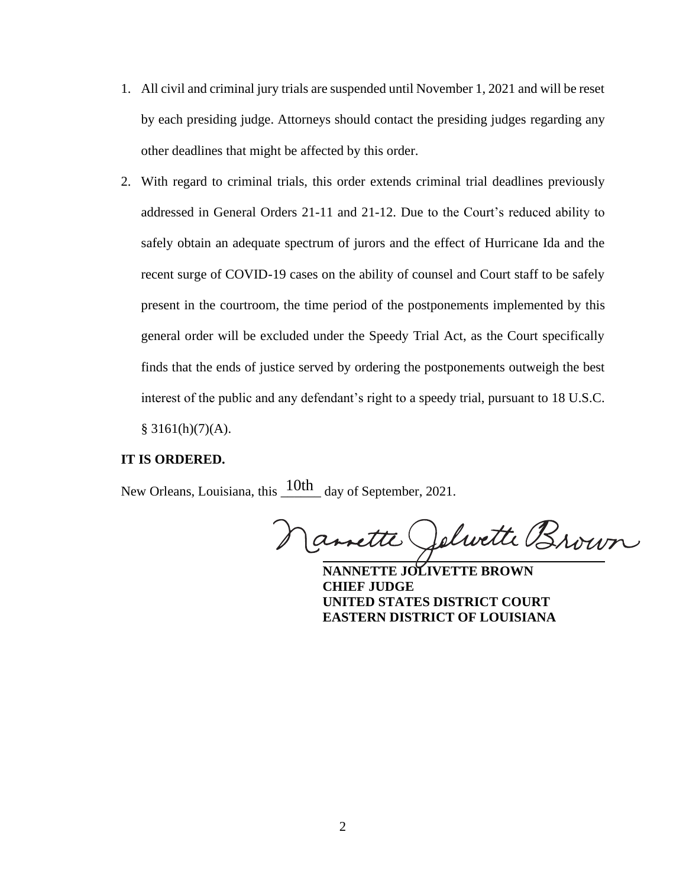1. All civil and criminal jury trials are suspended until November 1, 2021 and will be reset by each presiding judge. Attorneys should contact the presiding judges regarding any other deadlines that might be affected by this order.
2. With regard to criminal trials, this order extends criminal trial deadlines previously addressed in General Orders 21-11 and 21-12. Due to the Court's reduced ability to safely obtain an adequate spectrum of jurors and the effect of Hurricane Ida and the recent surge of COVID-19 cases on the ability of counsel and Court staff to be safely present in the courtroom, the time period of the postponements implemented by this general order will be excluded under the Speedy Trial Act, as the Court specifically finds that the ends of justice served by ordering the postponements outweigh the best interest of the public and any defendant's right to a speedy trial, pursuant to 18 U.S.C. § 3161(h)(7)(A).

**IT IS ORDERED.**

New Orleans, Louisiana, this 10th day of September, 2021.

Nannette Jolivette Brown

**NANNETTE JOLIVETTE BROWN**
**CHIEF JUDGE**
**UNITED STATES DISTRICT COURT**
**EASTERN DISTRICT OF LOUISIANA**